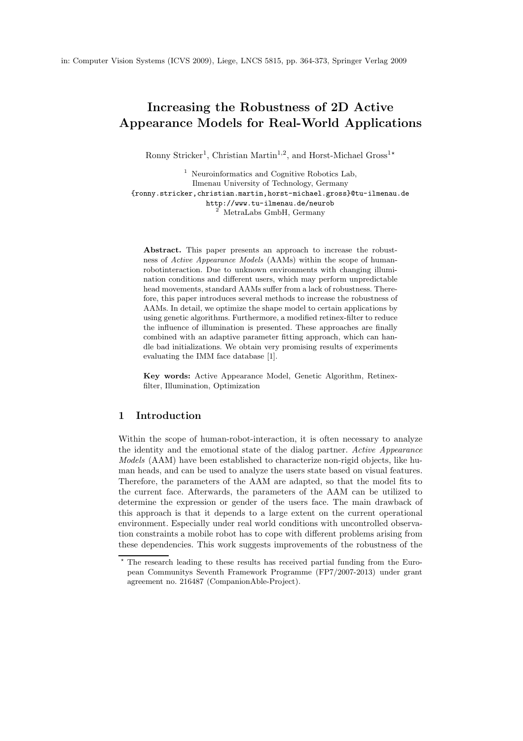in: Computer Vision Systems (ICVS 2009), Liege, LNCS 5815, pp. 364-373, Springer Verlag 2009

# Increasing the Robustness of 2D Active Appearance Models for Real-World Applications

Ronny Stricker[1], Christian Martin[1,2], and Horst-Michael Gross[1*]

[1] Neuroinformatics and Cognitive Robotics Lab,
Ilmenau University of Technology, Germany
{ronny.stricker,christian.martin,horst-michael.gross}@tu-ilmenau.de
http://www.tu-ilmenau.de/neurob
[2] MetraLabs GmbH, Germany

**Abstract.** This paper presents an approach to increase the robustness of *Active Appearance Models* (AAMs) within the scope of human-robotinteraction. Due to unknown environments with changing illumination conditions and different users, which may perform unpredictable head movements, standard AAMs suffer from a lack of robustness. Therefore, this paper introduces several methods to increase the robustness of AAMs. In detail, we optimize the shape model to certain applications by using genetic algorithms. Furthermore, a modified retinex-filter to reduce the influence of illumination is presented. These approaches are finally combined with an adaptive parameter fitting approach, which can handle bad initializations. We obtain very promising results of experiments evaluating the IMM face database [1].

**Key words:** Active Appearance Model, Genetic Algorithm, Retinex-filter, Illumination, Optimization

## 1 Introduction

Within the scope of human-robot-interaction, it is often necessary to analyze the identity and the emotional state of the dialog partner. *Active Appearance Models* (AAM) have been established to characterize non-rigid objects, like human heads, and can be used to analyze the users state based on visual features. Therefore, the parameters of the AAM are adapted, so that the model fits to the current face. Afterwards, the parameters of the AAM can be utilized to determine the expression or gender of the users face. The main drawback of this approach is that it depends to a large extent on the current operational environment. Especially under real world conditions with uncontrolled observation constraints a mobile robot has to cope with different problems arising from these dependencies. This work suggests improvements of the robustness of the

* The research leading to these results has received partial funding from the European Communitys Seventh Framework Programme (FP7/2007-2013) under grant agreement no. 216487 (CompanionAble-Project).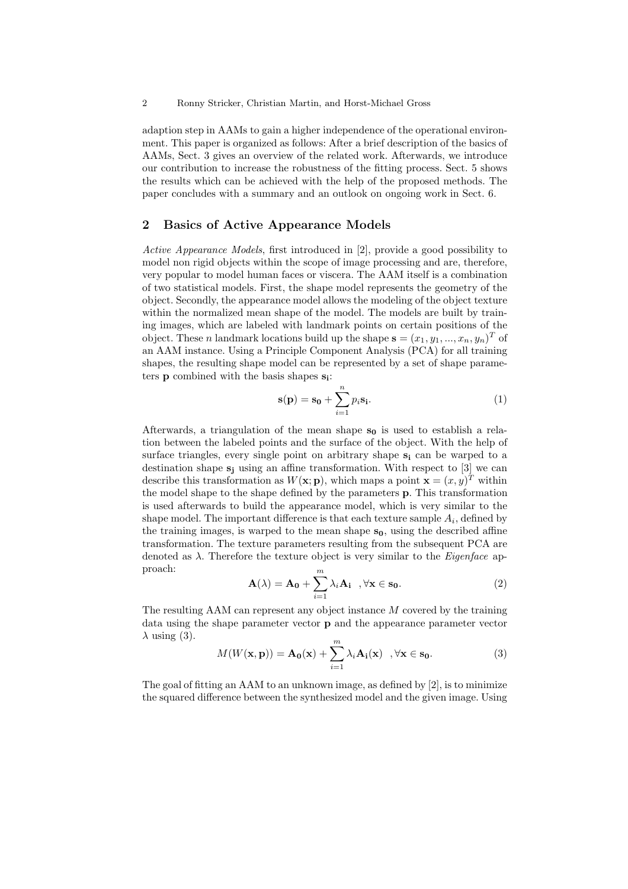adaption step in AAMs to gain a higher independence of the operational environment. This paper is organized as follows: After a brief description of the basics of AAMs, Sect. 3 gives an overview of the related work. Afterwards, we introduce our contribution to increase the robustness of the fitting process. Sect. 5 shows the results which can be achieved with the help of the proposed methods. The paper concludes with a summary and an outlook on ongoing work in Sect. 6.

## 2 Basics of Active Appearance Models

*Active Appearance Models*, first introduced in [2], provide a good possibility to model non rigid objects within the scope of image processing and are, therefore, very popular to model human faces or viscera. The AAM itself is a combination of two statistical models. First, the shape model represents the geometry of the object. Secondly, the appearance model allows the modeling of the object texture within the normalized mean shape of the model. The models are built by training images, which are labeled with landmark points on certain positions of the object. These $n$ landmark locations build up the shape $\mathbf{s} = (x_1, y_1, ..., x_n, y_n)^T$ of an AAM instance. Using a Principle Component Analysis (PCA) for all training shapes, the resulting shape model can be represented by a set of shape parameters $\mathbf{p}$ combined with the basis shapes $\mathbf{s_i}$:

$$\mathbf{s}(\mathbf{p}) = \mathbf{s_0} + \sum_{i=1}^{n} p_i \mathbf{s_i}. \tag{1}$$

Afterwards, a triangulation of the mean shape $\mathbf{s_0}$ is used to establish a relation between the labeled points and the surface of the object. With the help of surface triangles, every single point on arbitrary shape $\mathbf{s_i}$ can be warped to a destination shape $\mathbf{s_j}$ using an affine transformation. With respect to [3] we can describe this transformation as $W(\mathbf{x}; \mathbf{p})$, which maps a point $\mathbf{x} = (x, y)^T$ within the model shape to the shape defined by the parameters $\mathbf{p}$. This transformation is used afterwards to build the appearance model, which is very similar to the shape model. The important difference is that each texture sample $A_i$, defined by the training images, is warped to the mean shape $\mathbf{s_0}$, using the described affine transformation. The texture parameters resulting from the subsequent PCA are denoted as $\lambda$. Therefore the texture object is very similar to the *Eigenface* approach:

$$\mathbf{A}(\lambda) = \mathbf{A_0} + \sum_{i=1}^{m} \lambda_i \mathbf{A_i} \quad , \forall \mathbf{x} \in \mathbf{s_0}. \tag{2}$$

The resulting AAM can represent any object instance $M$ covered by the training data using the shape parameter vector $\mathbf{p}$ and the appearance parameter vector $\lambda$ using (3).

$$M(W(\mathbf{x}, \mathbf{p})) = \mathbf{A_0}(\mathbf{x}) + \sum_{i=1}^{m} \lambda_i \mathbf{A_i}(\mathbf{x}) \quad , \forall \mathbf{x} \in \mathbf{s_0}. \tag{3}$$

The goal of fitting an AAM to an unknown image, as defined by [2], is to minimize the squared difference between the synthesized model and the given image. Using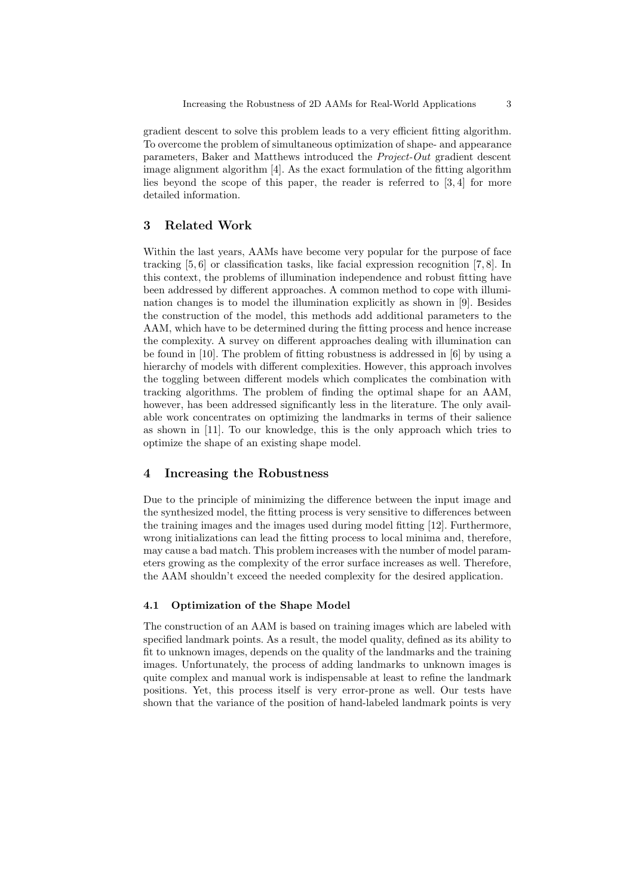gradient descent to solve this problem leads to a very efficient fitting algorithm. To overcome the problem of simultaneous optimization of shape- and appearance parameters, Baker and Matthews introduced the *Project-Out* gradient descent image alignment algorithm [4]. As the exact formulation of the fitting algorithm lies beyond the scope of this paper, the reader is referred to [3, 4] for more detailed information.

## 3 Related Work

Within the last years, AAMs have become very popular for the purpose of face tracking [5, 6] or classification tasks, like facial expression recognition [7, 8]. In this context, the problems of illumination independence and robust fitting have been addressed by different approaches. A common method to cope with illumination changes is to model the illumination explicitly as shown in [9]. Besides the construction of the model, this methods add additional parameters to the AAM, which have to be determined during the fitting process and hence increase the complexity. A survey on different approaches dealing with illumination can be found in [10]. The problem of fitting robustness is addressed in [6] by using a hierarchy of models with different complexities. However, this approach involves the toggling between different models which complicates the combination with tracking algorithms. The problem of finding the optimal shape for an AAM, however, has been addressed significantly less in the literature. The only available work concentrates on optimizing the landmarks in terms of their salience as shown in [11]. To our knowledge, this is the only approach which tries to optimize the shape of an existing shape model.

## 4 Increasing the Robustness

Due to the principle of minimizing the difference between the input image and the synthesized model, the fitting process is very sensitive to differences between the training images and the images used during model fitting [12]. Furthermore, wrong initializations can lead the fitting process to local minima and, therefore, may cause a bad match. This problem increases with the number of model parameters growing as the complexity of the error surface increases as well. Therefore, the AAM shouldn't exceed the needed complexity for the desired application.

### 4.1 Optimization of the Shape Model

The construction of an AAM is based on training images which are labeled with specified landmark points. As a result, the model quality, defined as its ability to fit to unknown images, depends on the quality of the landmarks and the training images. Unfortunately, the process of adding landmarks to unknown images is quite complex and manual work is indispensable at least to refine the landmark positions. Yet, this process itself is very error-prone as well. Our tests have shown that the variance of the position of hand-labeled landmark points is very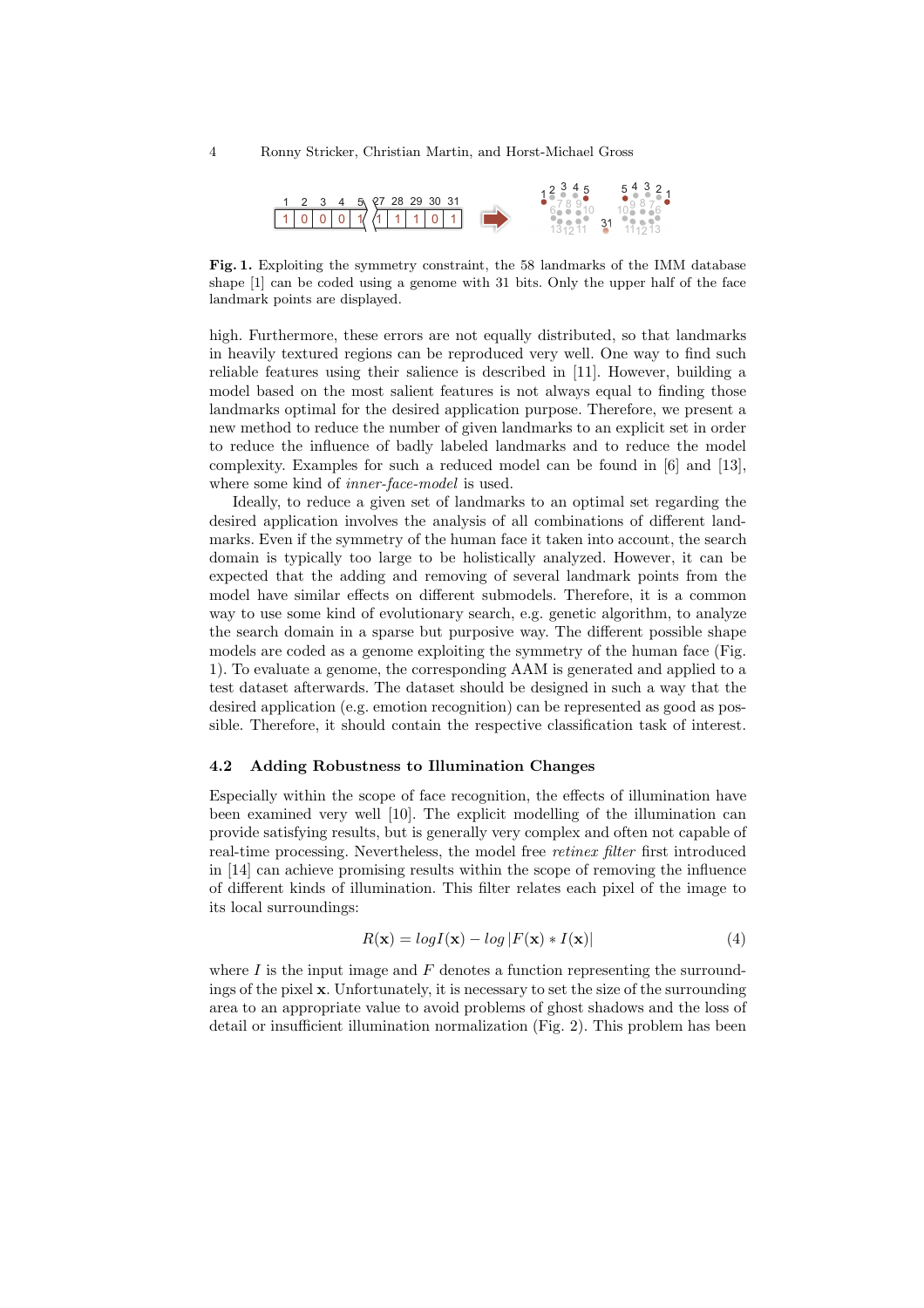**Fig. 1.** Exploiting the symmetry constraint, the 58 landmarks of the IMM database shape [1] can be coded using a genome with 31 bits. Only the upper half of the face landmark points are displayed.

high. Furthermore, these errors are not equally distributed, so that landmarks in heavily textured regions can be reproduced very well. One way to find such reliable features using their salience is described in [11]. However, building a model based on the most salient features is not always equal to finding those landmarks optimal for the desired application purpose. Therefore, we present a new method to reduce the number of given landmarks to an explicit set in order to reduce the influence of badly labeled landmarks and to reduce the model complexity. Examples for such a reduced model can be found in [6] and [13], where some kind of *inner-face-model* is used.

Ideally, to reduce a given set of landmarks to an optimal set regarding the desired application involves the analysis of all combinations of different landmarks. Even if the symmetry of the human face it taken into account, the search domain is typically too large to be holistically analyzed. However, it can be expected that the adding and removing of several landmark points from the model have similar effects on different submodels. Therefore, it is a common way to use some kind of evolutionary search, e.g. genetic algorithm, to analyze the search domain in a sparse but purposive way. The different possible shape models are coded as a genome exploiting the symmetry of the human face (Fig. 1). To evaluate a genome, the corresponding AAM is generated and applied to a test dataset afterwards. The dataset should be designed in such a way that the desired application (e.g. emotion recognition) can be represented as good as possible. Therefore, it should contain the respective classification task of interest.

### 4.2 Adding Robustness to Illumination Changes

Especially within the scope of face recognition, the effects of illumination have been examined very well [10]. The explicit modelling of the illumination can provide satisfying results, but is generally very complex and often not capable of real-time processing. Nevertheless, the model free *retinex filter* first introduced in [14] can achieve promising results within the scope of removing the influence of different kinds of illumination. This filter relates each pixel of the image to its local surroundings:

$$R(\mathbf{x}) = log I(\mathbf{x}) - log\left|F(\mathbf{x}) * I(\mathbf{x})\right| \tag{4}$$

where $I$ is the input image and $F$ denotes a function representing the surroundings of the pixel $\mathbf{x}$. Unfortunately, it is necessary to set the size of the surrounding area to an appropriate value to avoid problems of ghost shadows and the loss of detail or insufficient illumination normalization (Fig. 2). This problem has been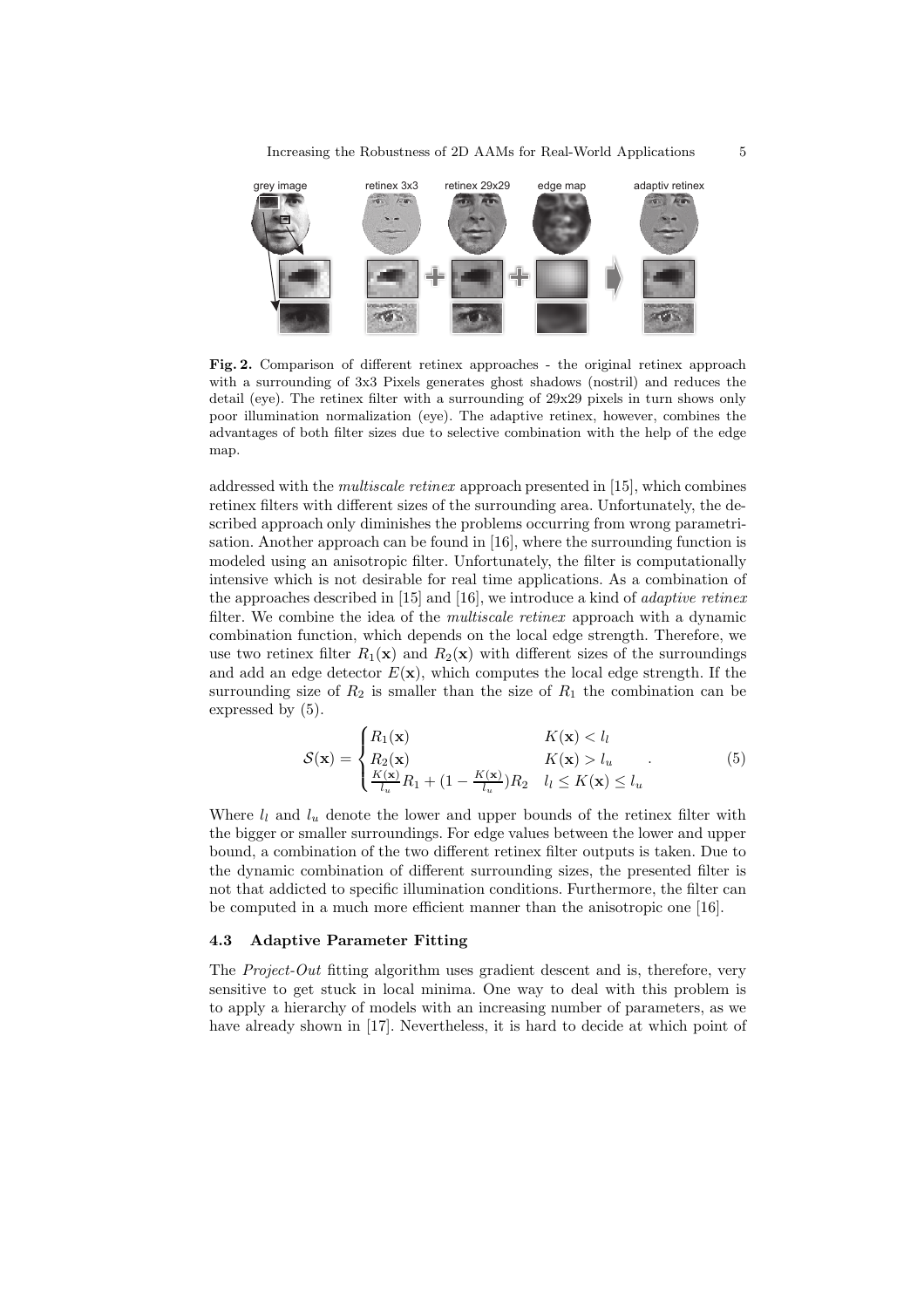Fig. 2. Comparison of different retinex approaches - the original retinex approach with a surrounding of 3x3 Pixels generates ghost shadows (nostril) and reduces the detail (eye). The retinex filter with a surrounding of 29x29 pixels in turn shows only poor illumination normalization (eye). The adaptive retinex, however, combines the advantages of both filter sizes due to selective combination with the help of the edge map.

addressed with the *multiscale retinex* approach presented in [15], which combines retinex filters with different sizes of the surrounding area. Unfortunately, the described approach only diminishes the problems occurring from wrong parametrisation. Another approach can be found in [16], where the surrounding function is modeled using an anisotropic filter. Unfortunately, the filter is computationally intensive which is not desirable for real time applications. As a combination of the approaches described in [15] and [16], we introduce a kind of *adaptive retinex* filter. We combine the idea of the *multiscale retinex* approach with a dynamic combination function, which depends on the local edge strength. Therefore, we use two retinex filter $R_1(\mathbf{x})$ and $R_2(\mathbf{x})$ with different sizes of the surroundings and add an edge detector $E(\mathbf{x})$, which computes the local edge strength. If the surrounding size of $R_2$ is smaller than the size of $R_1$ the combination can be expressed by (5).

$$\mathcal{S}(\mathbf{x}) = \begin{cases} R_1(\mathbf{x}) & K(\mathbf{x}) < l_l \\ R_2(\mathbf{x}) & K(\mathbf{x}) > l_u \\ \frac{K(\mathbf{x})}{l_u} R_1 + (1 - \frac{K(\mathbf{x})}{l_u}) R_2 & l_l \leq K(\mathbf{x}) \leq l_u \end{cases} . \tag{5}$$

Where $l_l$ and $l_u$ denote the lower and upper bounds of the retinex filter with the bigger or smaller surroundings. For edge values between the lower and upper bound, a combination of the two different retinex filter outputs is taken. Due to the dynamic combination of different surrounding sizes, the presented filter is not that addicted to specific illumination conditions. Furthermore, the filter can be computed in a much more efficient manner than the anisotropic one [16].

### 4.3 Adaptive Parameter Fitting

The *Project-Out* fitting algorithm uses gradient descent and is, therefore, very sensitive to get stuck in local minima. One way to deal with this problem is to apply a hierarchy of models with an increasing number of parameters, as we have already shown in [17]. Nevertheless, it is hard to decide at which point of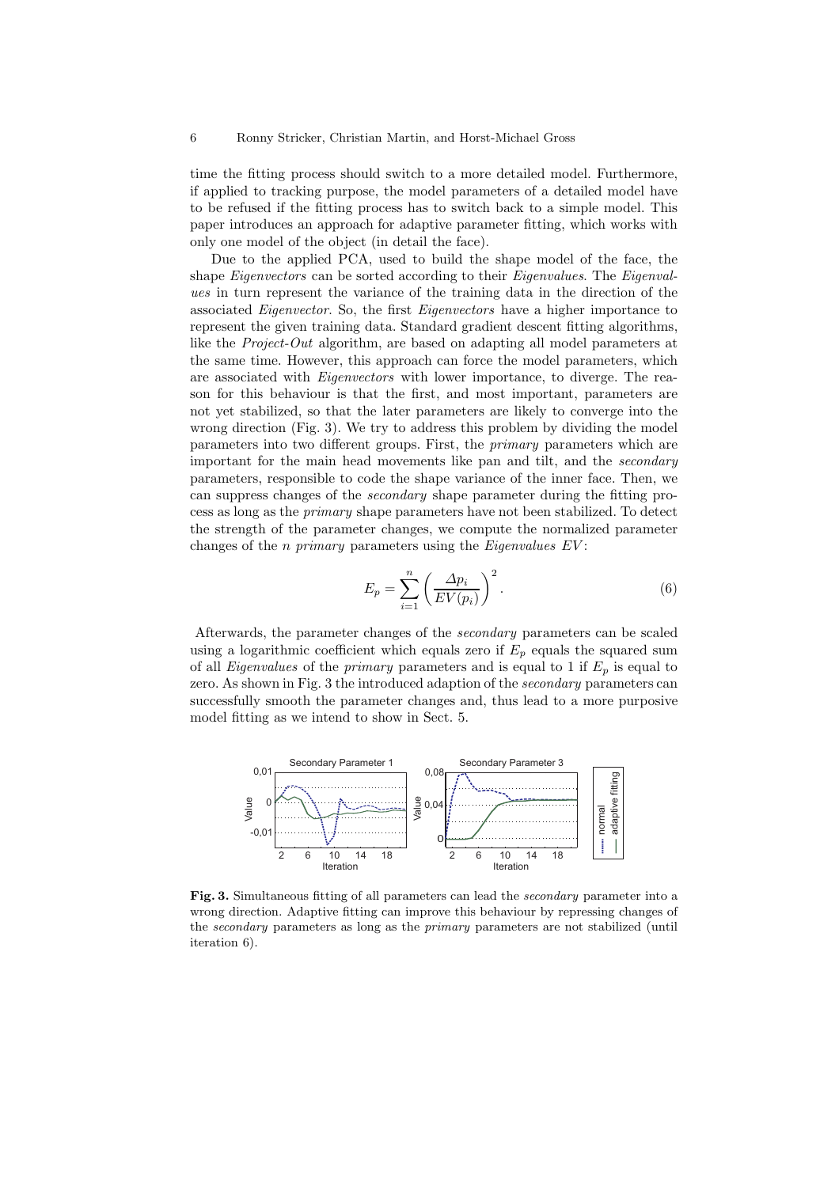time the fitting process should switch to a more detailed model. Furthermore, if applied to tracking purpose, the model parameters of a detailed model have to be refused if the fitting process has to switch back to a simple model. This paper introduces an approach for adaptive parameter fitting, which works with only one model of the object (in detail the face).

Due to the applied PCA, used to build the shape model of the face, the shape *Eigenvectors* can be sorted according to their *Eigenvalues*. The *Eigenvalues* in turn represent the variance of the training data in the direction of the associated *Eigenvector*. So, the first *Eigenvectors* have a higher importance to represent the given training data. Standard gradient descent fitting algorithms, like the *Project-Out* algorithm, are based on adapting all model parameters at the same time. However, this approach can force the model parameters, which are associated with *Eigenvectors* with lower importance, to diverge. The reason for this behaviour is that the first, and most important, parameters are not yet stabilized, so that the later parameters are likely to converge into the wrong direction (Fig. 3). We try to address this problem by dividing the model parameters into two different groups. First, the *primary* parameters which are important for the main head movements like pan and tilt, and the *secondary* parameters, responsible to code the shape variance of the inner face. Then, we can suppress changes of the *secondary* shape parameter during the fitting process as long as the *primary* shape parameters have not been stabilized. To detect the strength of the parameter changes, we compute the normalized parameter changes of the $n$ *primary* parameters using the *Eigenvalues* $EV$:

$$E_p = \sum_{i=1}^{n} \left( \frac{\Delta p_i}{EV(p_i)} \right)^2 . \tag{6}$$

Afterwards, the parameter changes of the *secondary* parameters can be scaled using a logarithmic coefficient which equals zero if $E_p$ equals the squared sum of all *Eigenvalues* of the *primary* parameters and is equal to 1 if $E_p$ is equal to zero. As shown in Fig. 3 the introduced adaption of the *secondary* parameters can successfully smooth the parameter changes and, thus lead to a more purposive model fitting as we intend to show in Sect. 5.

**Fig. 3.** Simultaneous fitting of all parameters can lead the *secondary* parameter into a wrong direction. Adaptive fitting can improve this behaviour by repressing changes of the *secondary* parameters as long as the *primary* parameters are not stabilized (until iteration 6).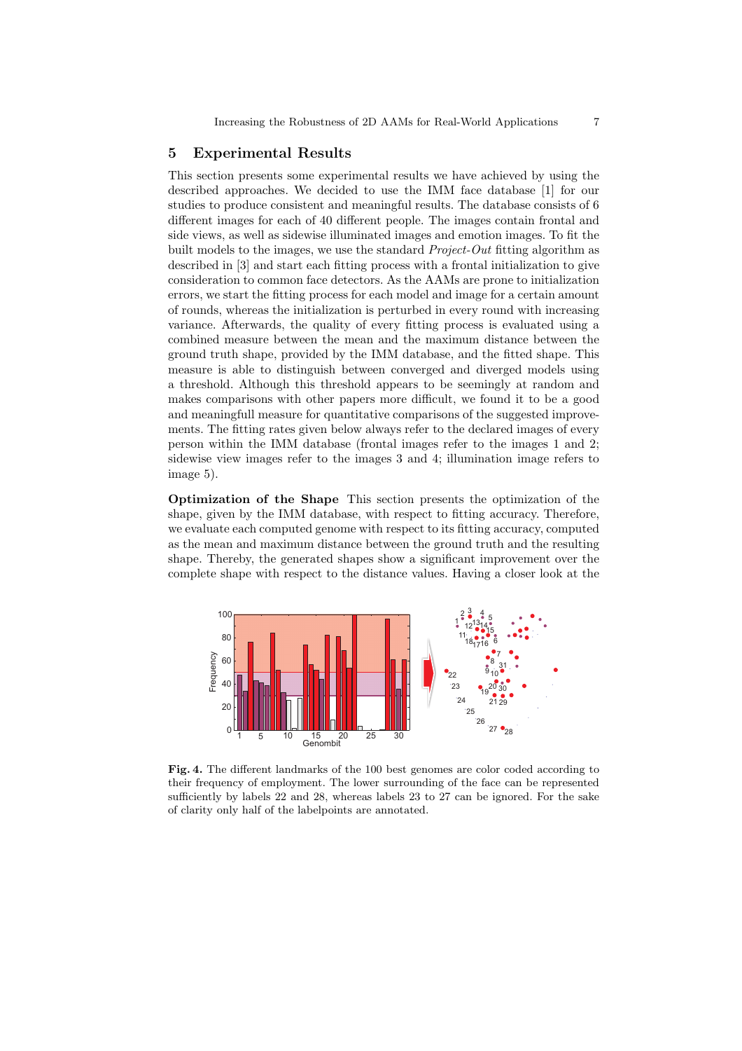## 5 Experimental Results

This section presents some experimental results we have achieved by using the described approaches. We decided to use the IMM face database [1] for our studies to produce consistent and meaningful results. The database consists of 6 different images for each of 40 different people. The images contain frontal and side views, as well as sidewise illuminated images and emotion images. To fit the built models to the images, we use the standard *Project-Out* fitting algorithm as described in [3] and start each fitting process with a frontal initialization to give consideration to common face detectors. As the AAMs are prone to initialization errors, we start the fitting process for each model and image for a certain amount of rounds, whereas the initialization is perturbed in every round with increasing variance. Afterwards, the quality of every fitting process is evaluated using a combined measure between the mean and the maximum distance between the ground truth shape, provided by the IMM database, and the fitted shape. This measure is able to distinguish between converged and diverged models using a threshold. Although this threshold appears to be seemingly at random and makes comparisons with other papers more difficult, we found it to be a good and meaningfull measure for quantitative comparisons of the suggested improvements. The fitting rates given below always refer to the declared images of every person within the IMM database (frontal images refer to the images 1 and 2; sidewise view images refer to the images 3 and 4; illumination image refers to image 5).

**Optimization of the Shape** This section presents the optimization of the shape, given by the IMM database, with respect to fitting accuracy. Therefore, we evaluate each computed genome with respect to its fitting accuracy, computed as the mean and maximum distance between the ground truth and the resulting shape. Thereby, the generated shapes show a significant improvement over the complete shape with respect to the distance values. Having a closer look at the

Frequency
100
80
60
40
20
0
1 5 10 15 20 25 30
Genombit

1 2 3 4 5 12 13 14 15 11 18 17 16 6 7 8 31 9 10 22 23 20 30 19 24 21 29 25 26 27 28

**Fig. 4.** The different landmarks of the 100 best genomes are color coded according to their frequency of employment. The lower surrounding of the face can be represented sufficiently by labels 22 and 28, whereas labels 23 to 27 can be ignored. For the sake of clarity only half of the labelpoints are annotated.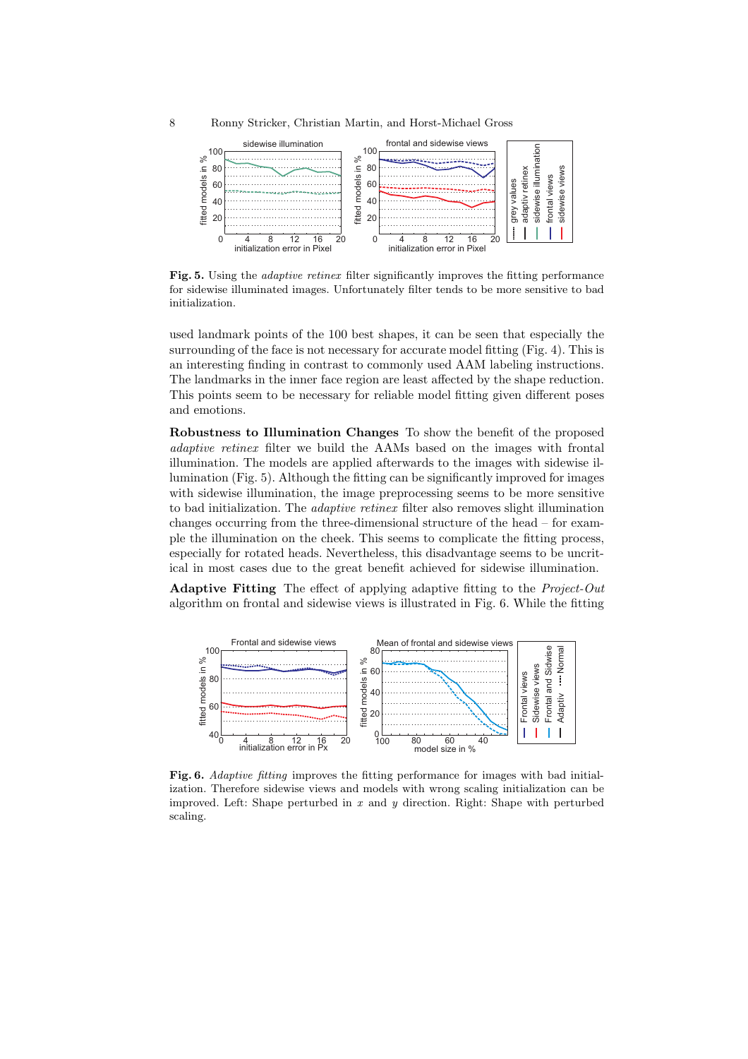**Fig. 5.** Using the *adaptive retinex* filter significantly improves the fitting performance for sidewise illuminated images. Unfortunately filter tends to be more sensitive to bad initialization.

used landmark points of the 100 best shapes, it can be seen that especially the surrounding of the face is not necessary for accurate model fitting (Fig. 4). This is an interesting finding in contrast to commonly used AAM labeling instructions. The landmarks in the inner face region are least affected by the shape reduction. This points seem to be necessary for reliable model fitting given different poses and emotions.

**Robustness to Illumination Changes** To show the benefit of the proposed *adaptive retinex* filter we build the AAMs based on the images with frontal illumination. The models are applied afterwards to the images with sidewise illumination (Fig. 5). Although the fitting can be significantly improved for images with sidewise illumination, the image preprocessing seems to be more sensitive to bad initialization. The *adaptive retinex* filter also removes slight illumination changes occurring from the three-dimensional structure of the head – for example the illumination on the cheek. This seems to complicate the fitting process, especially for rotated heads. Nevertheless, this disadvantage seems to be uncritical in most cases due to the great benefit achieved for sidewise illumination.

**Adaptive Fitting** The effect of applying adaptive fitting to the *Project-Out* algorithm on frontal and sidewise views is illustrated in Fig. 6. While the fitting

**Fig. 6.** *Adaptive fitting* improves the fitting performance for images with bad initialization. Therefore sidewise views and models with wrong scaling initialization can be improved. Left: Shape perturbed in $x$ and $y$ direction. Right: Shape with perturbed scaling.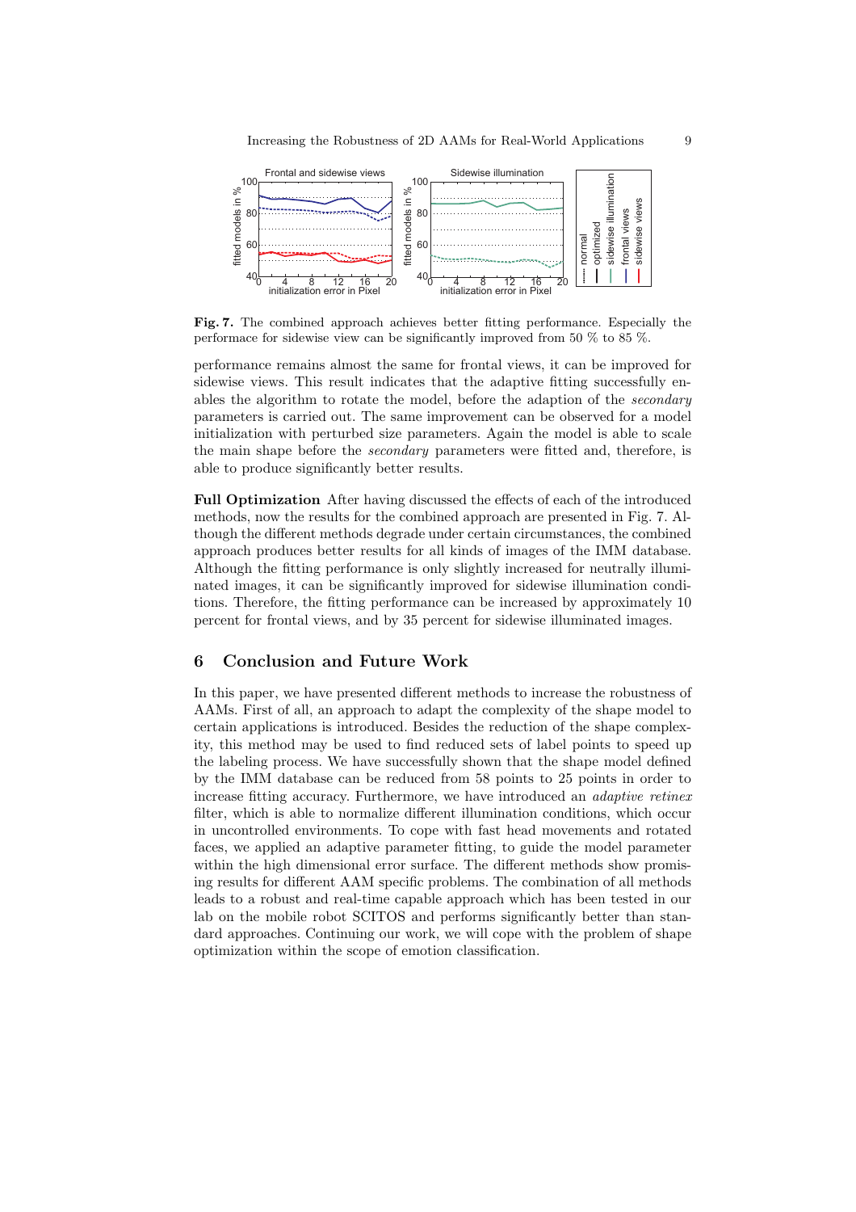Frontal and sidewise views

fitted models in %

100

80

60

40

0 4 8 12 16 20

initialization error in Pixel

Sidewise illumination

fitted models in %

100

80

60

40

0 4 8 12 16 20

initialization error in Pixel

normal

optimized

sidewise illumination

frontal views

sidewise views

**Fig. 7.** The combined approach achieves better fitting performance. Especially the performace for sidewise view can be significantly improved from 50 % to 85 %.

performance remains almost the same for frontal views, it can be improved for sidewise views. This result indicates that the adaptive fitting successfully enables the algorithm to rotate the model, before the adaption of the *secondary* parameters is carried out. The same improvement can be observed for a model initialization with perturbed size parameters. Again the model is able to scale the main shape before the *secondary* parameters were fitted and, therefore, is able to produce significantly better results.

**Full Optimization** After having discussed the effects of each of the introduced methods, now the results for the combined approach are presented in Fig. 7. Although the different methods degrade under certain circumstances, the combined approach produces better results for all kinds of images of the IMM database. Although the fitting performance is only slightly increased for neutrally illuminated images, it can be significantly improved for sidewise illumination conditions. Therefore, the fitting performance can be increased by approximately 10 percent for frontal views, and by 35 percent for sidewise illuminated images.

## 6 Conclusion and Future Work

In this paper, we have presented different methods to increase the robustness of AAMs. First of all, an approach to adapt the complexity of the shape model to certain applications is introduced. Besides the reduction of the shape complexity, this method may be used to find reduced sets of label points to speed up the labeling process. We have successfully shown that the shape model defined by the IMM database can be reduced from 58 points to 25 points in order to increase fitting accuracy. Furthermore, we have introduced an *adaptive retinex* filter, which is able to normalize different illumination conditions, which occur in uncontrolled environments. To cope with fast head movements and rotated faces, we applied an adaptive parameter fitting, to guide the model parameter within the high dimensional error surface. The different methods show promising results for different AAM specific problems. The combination of all methods leads to a robust and real-time capable approach which has been tested in our lab on the mobile robot SCITOS and performs significantly better than standard approaches. Continuing our work, we will cope with the problem of shape optimization within the scope of emotion classification.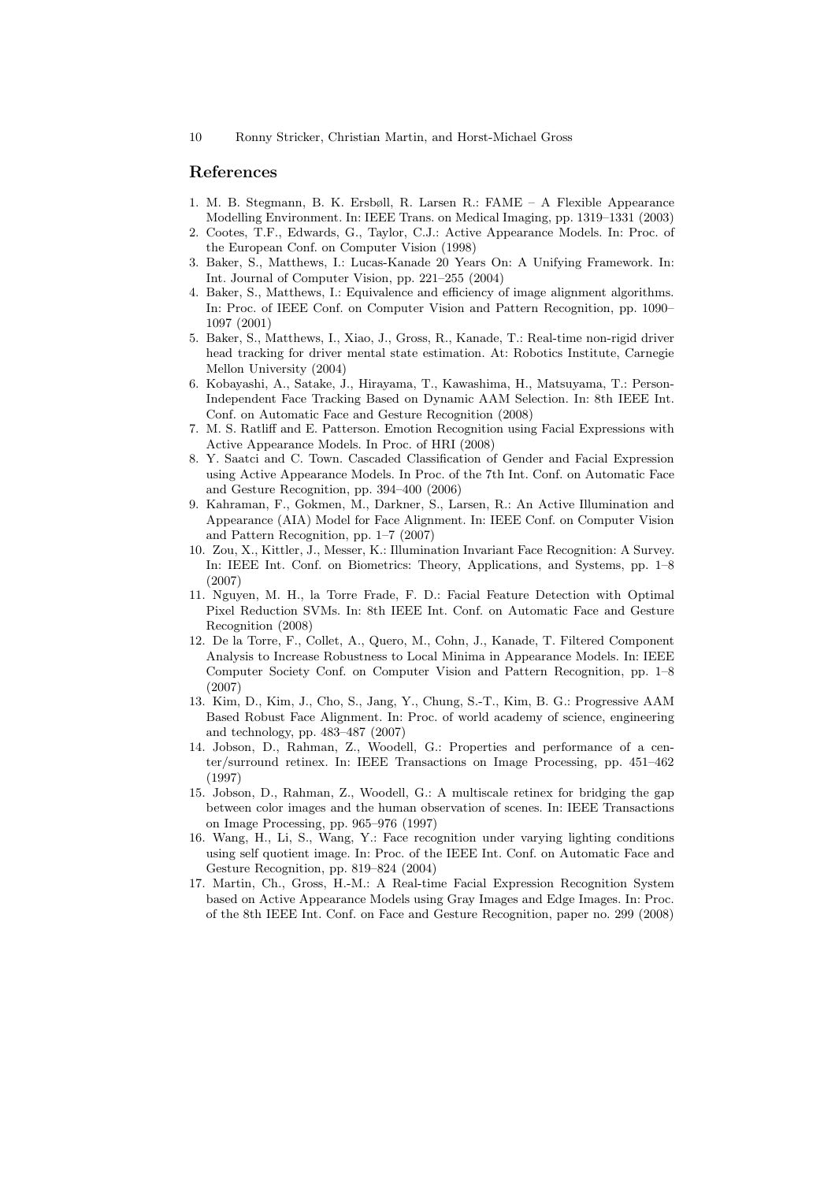## References

1. M. B. Stegmann, B. K. Ersbøll, R. Larsen R.: FAME – A Flexible Appearance Modelling Environment. In: IEEE Trans. on Medical Imaging, pp. 1319–1331 (2003)
2. Cootes, T.F., Edwards, G., Taylor, C.J.: Active Appearance Models. In: Proc. of the European Conf. on Computer Vision (1998)
3. Baker, S., Matthews, I.: Lucas-Kanade 20 Years On: A Unifying Framework. In: Int. Journal of Computer Vision, pp. 221–255 (2004)
4. Baker, S., Matthews, I.: Equivalence and efficiency of image alignment algorithms. In: Proc. of IEEE Conf. on Computer Vision and Pattern Recognition, pp. 1090–1097 (2001)
5. Baker, S., Matthews, I., Xiao, J., Gross, R., Kanade, T.: Real-time non-rigid driver head tracking for driver mental state estimation. At: Robotics Institute, Carnegie Mellon University (2004)
6. Kobayashi, A., Satake, J., Hirayama, T., Kawashima, H., Matsuyama, T.: Person-Independent Face Tracking Based on Dynamic AAM Selection. In: 8th IEEE Int. Conf. on Automatic Face and Gesture Recognition (2008)
7. M. S. Ratliff and E. Patterson. Emotion Recognition using Facial Expressions with Active Appearance Models. In Proc. of HRI (2008)
8. Y. Saatci and C. Town. Cascaded Classification of Gender and Facial Expression using Active Appearance Models. In Proc. of the 7th Int. Conf. on Automatic Face and Gesture Recognition, pp. 394–400 (2006)
9. Kahraman, F., Gokmen, M., Darkner, S., Larsen, R.: An Active Illumination and Appearance (AIA) Model for Face Alignment. In: IEEE Conf. on Computer Vision and Pattern Recognition, pp. 1–7 (2007)
10. Zou, X., Kittler, J., Messer, K.: Illumination Invariant Face Recognition: A Survey. In: IEEE Int. Conf. on Biometrics: Theory, Applications, and Systems, pp. 1–8 (2007)
11. Nguyen, M. H., la Torre Frade, F. D.: Facial Feature Detection with Optimal Pixel Reduction SVMs. In: 8th IEEE Int. Conf. on Automatic Face and Gesture Recognition (2008)
12. De la Torre, F., Collet, A., Quero, M., Cohn, J., Kanade, T. Filtered Component Analysis to Increase Robustness to Local Minima in Appearance Models. In: IEEE Computer Society Conf. on Computer Vision and Pattern Recognition, pp. 1–8 (2007)
13. Kim, D., Kim, J., Cho, S., Jang, Y., Chung, S.-T., Kim, B. G.: Progressive AAM Based Robust Face Alignment. In: Proc. of world academy of science, engineering and technology, pp. 483–487 (2007)
14. Jobson, D., Rahman, Z., Woodell, G.: Properties and performance of a center/surround retinex. In: IEEE Transactions on Image Processing, pp. 451–462 (1997)
15. Jobson, D., Rahman, Z., Woodell, G.: A multiscale retinex for bridging the gap between color images and the human observation of scenes. In: IEEE Transactions on Image Processing, pp. 965–976 (1997)
16. Wang, H., Li, S., Wang, Y.: Face recognition under varying lighting conditions using self quotient image. In: Proc. of the IEEE Int. Conf. on Automatic Face and Gesture Recognition, pp. 819–824 (2004)
17. Martin, Ch., Gross, H.-M.: A Real-time Facial Expression Recognition System based on Active Appearance Models using Gray Images and Edge Images. In: Proc. of the 8th IEEE Int. Conf. on Face and Gesture Recognition, paper no. 299 (2008)